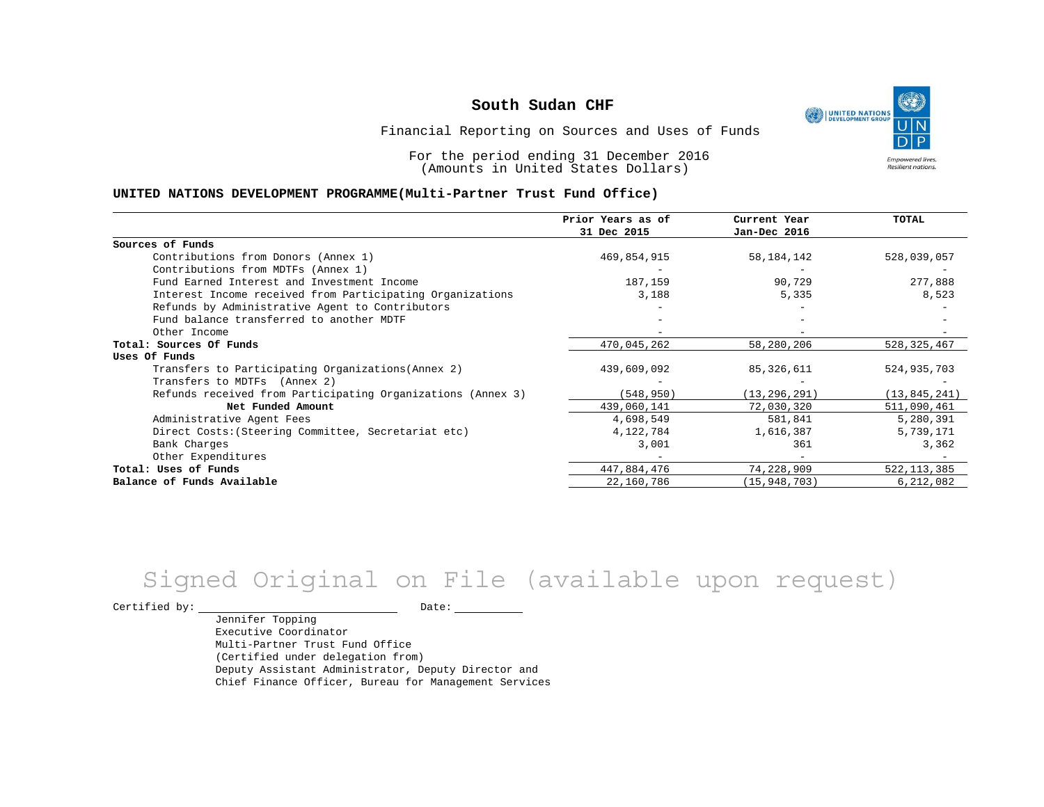# South Sudan CHF

Financial Reporting on Sources and Uses of Funds

For the period ending 31 December 2016
(Amounts in United States Dollars)

**UNITED NATIONS DEVELOPMENT PROGRAMME(Multi-Partner Trust Fund Office)**

| | Prior Years as of 31 Dec 2015 | Current Year Jan-Dec 2016 | TOTAL |
|---|---|---|---|
| **Sources of Funds** | | | |
| Contributions from Donors (Annex 1) | 469,854,915 | 58,184,142 | 528,039,057 |
| Contributions from MDTFs (Annex 1) | - | - | - |
| Fund Earned Interest and Investment Income | 187,159 | 90,729 | 277,888 |
| Interest Income received from Participating Organizations | 3,188 | 5,335 | 8,523 |
| Refunds by Administrative Agent to Contributors | - | - | - |
| Fund balance transferred to another MDTF | - | - | - |
| Other Income | - | - | - |
| **Total: Sources Of Funds** | 470,045,262 | 58,280,206 | 528,325,467 |
| **Uses Of Funds** | | | |
| Transfers to Participating Organizations(Annex 2) | 439,609,092 | 85,326,611 | 524,935,703 |
| Transfers to MDTFs (Annex 2) | - | - | - |
| Refunds received from Participating Organizations (Annex 3) | (548,950) | (13,296,291) | (13,845,241) |
| **Net Funded Amount** | 439,060,141 | 72,030,320 | 511,090,461 |
| Administrative Agent Fees | 4,698,549 | 581,841 | 5,280,391 |
| Direct Costs:(Steering Committee, Secretariat etc) | 4,122,784 | 1,616,387 | 5,739,171 |
| Bank Charges | 3,001 | 361 | 3,362 |
| Other Expenditures | - | - | - |
| **Total: Uses of Funds** | 447,884,476 | 74,228,909 | 522,113,385 |
| **Balance of Funds Available** | 22,160,786 | (15,948,703) | 6,212,082 |

Signed Original on File (available upon request)

Certified by: ______________________ Date: __________

Jennifer Topping
Executive Coordinator
Multi-Partner Trust Fund Office
(Certified under delegation from)
Deputy Assistant Administrator, Deputy Director and
Chief Finance Officer, Bureau for Management Services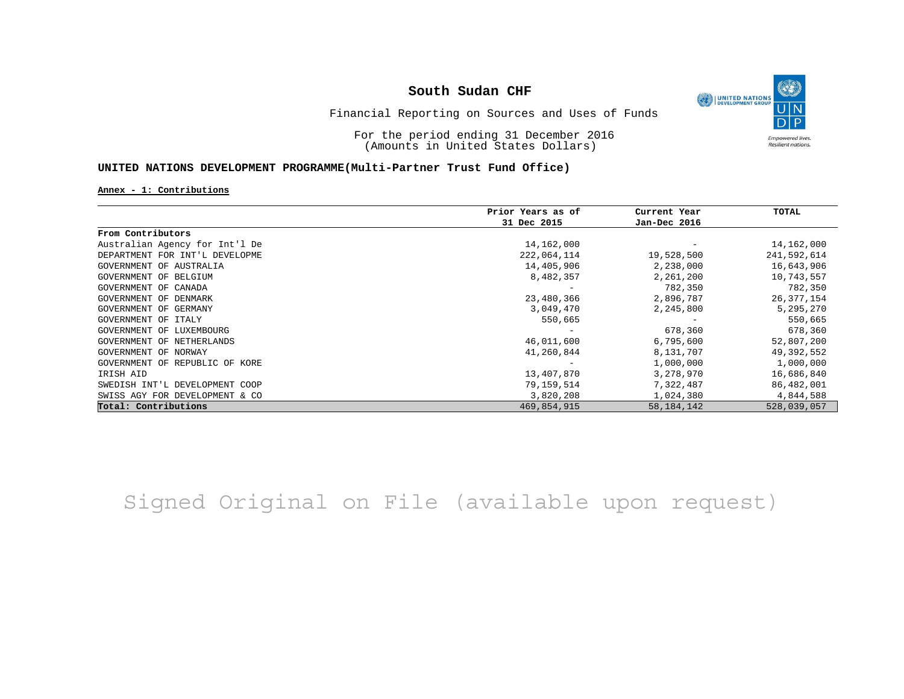# South Sudan CHF

Financial Reporting on Sources and Uses of Funds

For the period ending 31 December 2016
(Amounts in United States Dollars)

**UNITED NATIONS DEVELOPMENT PROGRAMME(Multi-Partner Trust Fund Office)**

**Annex - 1: Contributions**

| | Prior Years as of 31 Dec 2015 | Current Year Jan-Dec 2016 | TOTAL |
|---|---|---|---|
| **From Contributors** | | | |
| Australian Agency for Int'l De | 14,162,000 | - | 14,162,000 |
| DEPARTMENT FOR INT'L DEVELOPME | 222,064,114 | 19,528,500 | 241,592,614 |
| GOVERNMENT OF AUSTRALIA | 14,405,906 | 2,238,000 | 16,643,906 |
| GOVERNMENT OF BELGIUM | 8,482,357 | 2,261,200 | 10,743,557 |
| GOVERNMENT OF CANADA | - | 782,350 | 782,350 |
| GOVERNMENT OF DENMARK | 23,480,366 | 2,896,787 | 26,377,154 |
| GOVERNMENT OF GERMANY | 3,049,470 | 2,245,800 | 5,295,270 |
| GOVERNMENT OF ITALY | 550,665 | - | 550,665 |
| GOVERNMENT OF LUXEMBOURG | - | 678,360 | 678,360 |
| GOVERNMENT OF NETHERLANDS | 46,011,600 | 6,795,600 | 52,807,200 |
| GOVERNMENT OF NORWAY | 41,260,844 | 8,131,707 | 49,392,552 |
| GOVERNMENT OF REPUBLIC OF KORE | - | 1,000,000 | 1,000,000 |
| IRISH AID | 13,407,870 | 3,278,970 | 16,686,840 |
| SWEDISH INT'L DEVELOPMENT COOP | 79,159,514 | 7,322,487 | 86,482,001 |
| SWISS AGY FOR DEVELOPMENT & CO | 3,820,208 | 1,024,380 | 4,844,588 |
| **Total: Contributions** | 469,854,915 | 58,184,142 | 528,039,057 |

Signed Original on File (available upon request)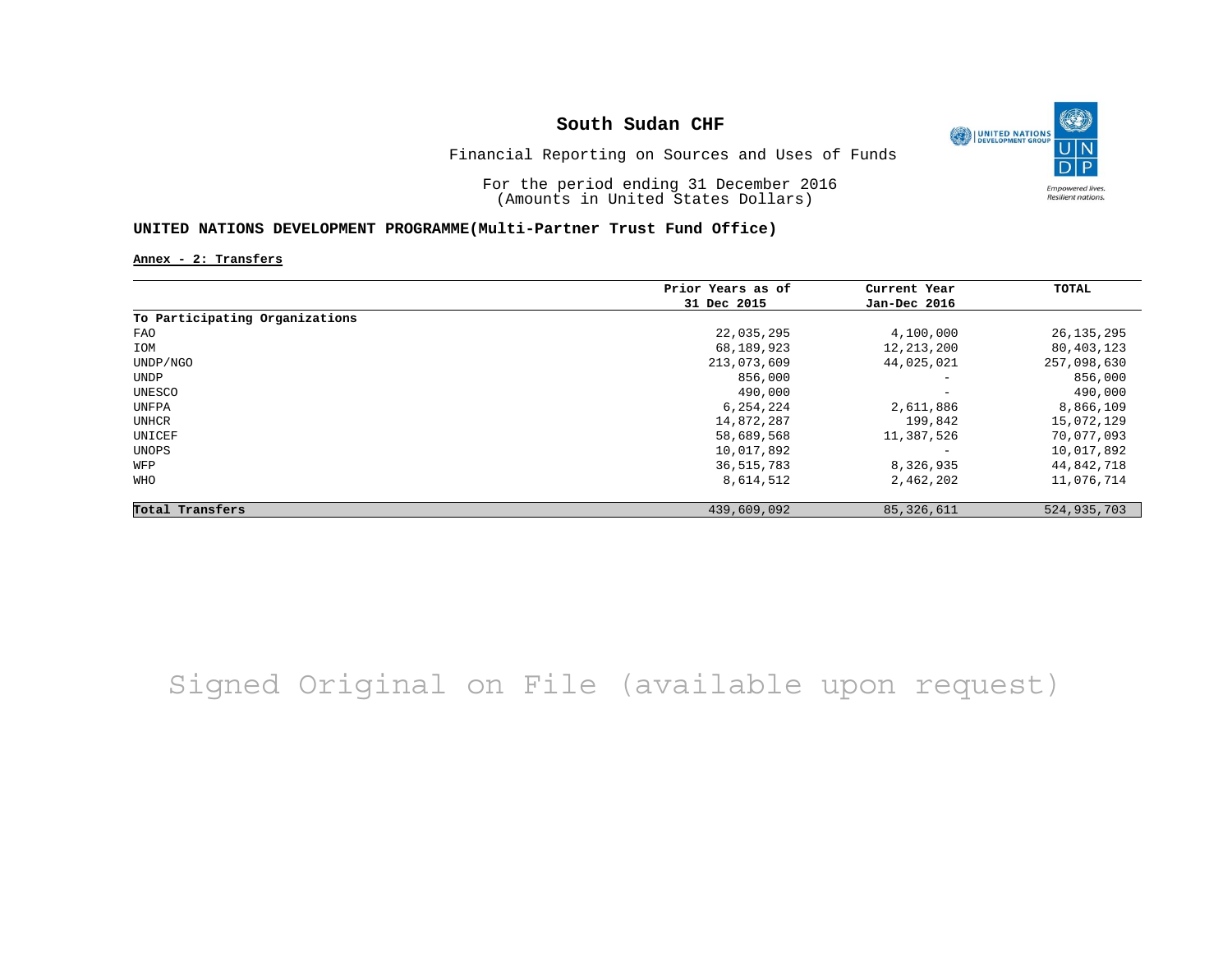# South Sudan CHF

Financial Reporting on Sources and Uses of Funds

For the period ending 31 December 2016
(Amounts in United States Dollars)

## UNITED NATIONS DEVELOPMENT PROGRAMME(Multi-Partner Trust Fund Office)

**Annex - 2: Transfers**

| | Prior Years as of 31 Dec 2015 | Current Year Jan-Dec 2016 | TOTAL |
|---|---|---|---|
| **To Participating Organizations** | | | |
| FAO | 22,035,295 | 4,100,000 | 26,135,295 |
| IOM | 68,189,923 | 12,213,200 | 80,403,123 |
| UNDP/NGO | 213,073,609 | 44,025,021 | 257,098,630 |
| UNDP | 856,000 | - | 856,000 |
| UNESCO | 490,000 | - | 490,000 |
| UNFPA | 6,254,224 | 2,611,886 | 8,866,109 |
| UNHCR | 14,872,287 | 199,842 | 15,072,129 |
| UNICEF | 58,689,568 | 11,387,526 | 70,077,093 |
| UNOPS | 10,017,892 | - | 10,017,892 |
| WFP | 36,515,783 | 8,326,935 | 44,842,718 |
| WHO | 8,614,512 | 2,462,202 | 11,076,714 |
| **Total Transfers** | 439,609,092 | 85,326,611 | 524,935,703 |

Signed Original on File (available upon request)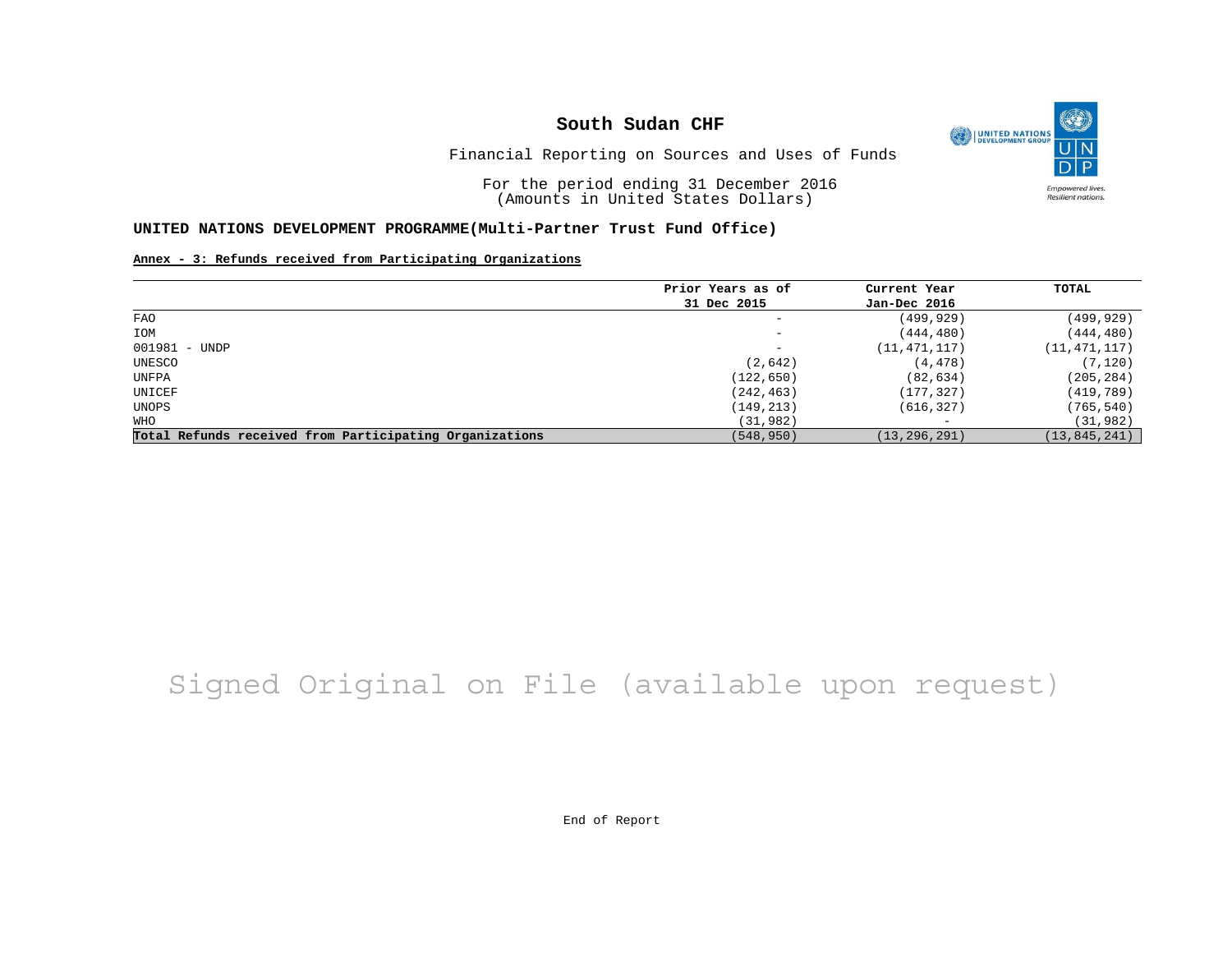# South Sudan CHF

Financial Reporting on Sources and Uses of Funds

For the period ending 31 December 2016
(Amounts in United States Dollars)

**UNITED NATIONS DEVELOPMENT PROGRAMME(Multi-Partner Trust Fund Office)**

**Annex - 3: Refunds received from Participating Organizations**

| | Prior Years as of 31 Dec 2015 | Current Year Jan-Dec 2016 | TOTAL |
|---|---|---|---|
| FAO | - | (499,929) | (499,929) |
| IOM | - | (444,480) | (444,480) |
| 001981 - UNDP | - | (11,471,117) | (11,471,117) |
| UNESCO | (2,642) | (4,478) | (7,120) |
| UNFPA | (122,650) | (82,634) | (205,284) |
| UNICEF | (242,463) | (177,327) | (419,789) |
| UNOPS | (149,213) | (616,327) | (765,540) |
| WHO | (31,982) | - | (31,982) |
| **Total Refunds received from Participating Organizations** | (548,950) | (13,296,291) | (13,845,241) |

Signed Original on File (available upon request)

End of Report